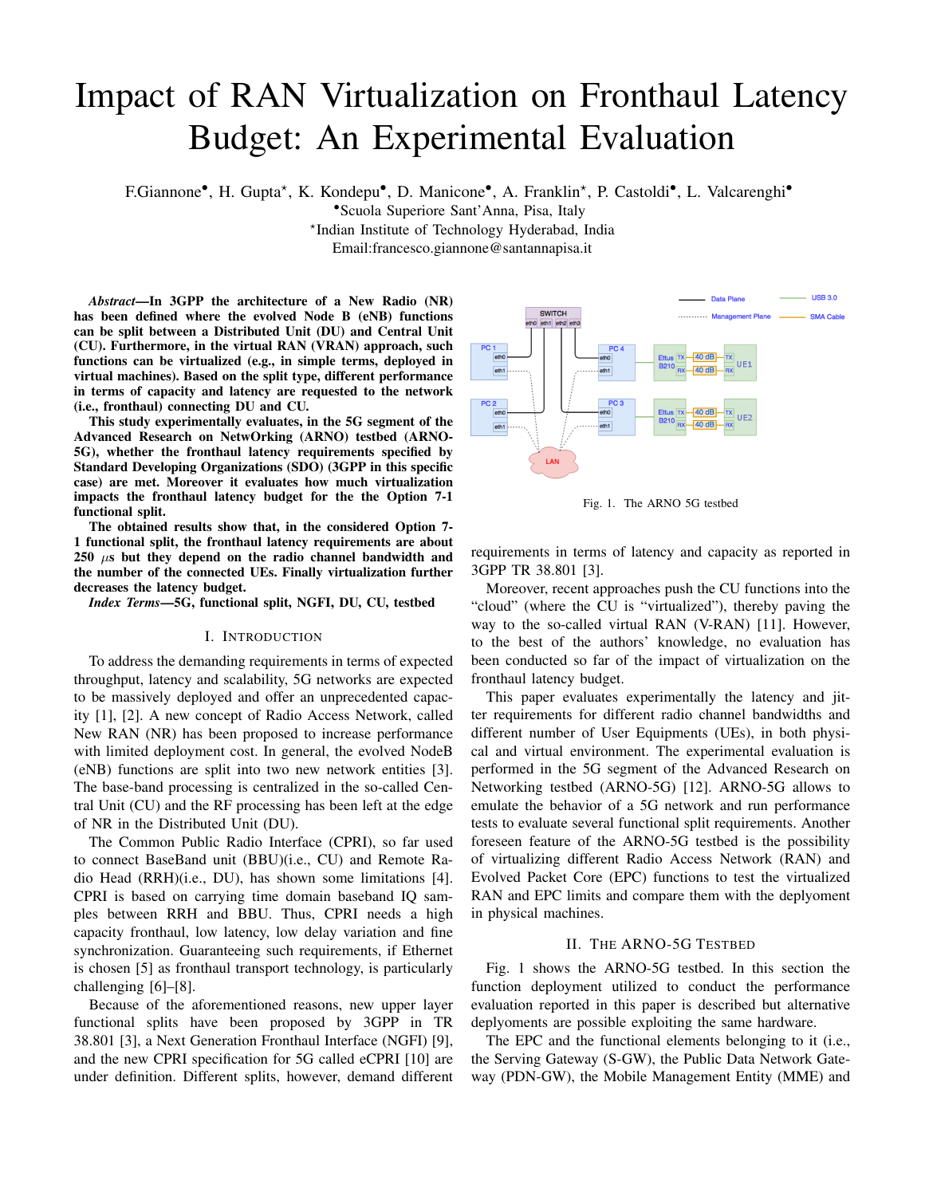# Impact of RAN Virtualization on Fronthaul Latency Budget: An Experimental Evaluation

F.Giannone[•], H. Gupta[⋆], K. Kondepu[•], D. Manicone[•], A. Franklin[⋆], P. Castoldi[•], L. Valcarenghi[•]

[•]Scuola Superiore Sant'Anna, Pisa, Italy

[⋆]Indian Institute of Technology Hyderabad, India

Email:francesco.giannone@santannapisa.it

***Abstract*—In 3GPP the architecture of a New Radio (NR) has been defined where the evolved Node B (eNB) functions can be split between a Distributed Unit (DU) and Central Unit (CU). Furthermore, in the virtual RAN (VRAN) approach, such functions can be virtualized (e.g., in simple terms, deployed in virtual machines). Based on the split type, different performance in terms of capacity and latency are requested to the network (i.e., fronthaul) connecting DU and CU.**

**This study experimentally evaluates, in the 5G segment of the Advanced Research on NetWorking (ARNO) testbed (ARNO-5G), whether the fronthaul latency requirements specified by Standard Developing Organizations (SDO) (3GPP in this specific case) are met. Moreover it evaluates how much virtualization impacts the fronthaul latency budget for the the Option 7-1 functional split.**

**The obtained results show that, in the considered Option 7-1 functional split, the fronthaul latency requirements are about 250 $\mu$s but they depend on the radio channel bandwidth and the number of the connected UEs. Finally virtualization further decreases the latency budget.**

***Index Terms*—5G, functional split, NGFI, DU, CU, testbed**

## I. Introduction

To address the demanding requirements in terms of expected throughput, latency and scalability, 5G networks are expected to be massively deployed and offer an unprecedented capacity [1], [2]. A new concept of Radio Access Network, called New RAN (NR) has been proposed to increase performance with limited deployment cost. In general, the evolved NodeB (eNB) functions are split into two new network entities [3]. The base-band processing is centralized in the so-called Central Unit (CU) and the RF processing has been left at the edge of NR in the Distributed Unit (DU).

The Common Public Radio Interface (CPRI), so far used to connect BaseBand unit (BBU)(i.e., CU) and Remote Radio Head (RRH)(i.e., DU), has shown some limitations [4]. CPRI is based on carrying time domain baseband IQ samples between RRH and BBU. Thus, CPRI needs a high capacity fronthaul, low latency, low delay variation and fine synchronization. Guaranteeing such requirements, if Ethernet is chosen [5] as fronthaul transport technology, is particularly challenging [6]–[8].

Because of the aforementioned reasons, new upper layer functional splits have been proposed by 3GPP in TR 38.801 [3], a Next Generation Fronthaul Interface (NGFI) [9], and the new CPRI specification for 5G called eCPRI [10] are under definition. Different splits, however, demand different requirements in terms of latency and capacity as reported in 3GPP TR 38.801 [3].

Moreover, recent approaches push the CU functions into the "cloud" (where the CU is "virtualized"), thereby paving the way to the so-called virtual RAN (V-RAN) [11]. However, to the best of the authors' knowledge, no evaluation has been conducted so far of the impact of virtualization on the fronthaul latency budget.

This paper evaluates experimentally the latency and jitter requirements for different radio channel bandwidths and different number of User Equipments (UEs), in both physical and virtual environment. The experimental evaluation is performed in the 5G segment of the Advanced Research on Networking testbed (ARNO-5G) [12]. ARNO-5G allows to emulate the behavior of a 5G network and run performance tests to evaluate several functional split requirements. Another foreseen feature of the ARNO-5G testbed is the possibility of virtualizing different Radio Access Network (RAN) and Evolved Packet Core (EPC) functions to test the virtualized RAN and EPC limits and compare them with the deplyoment in physical machines.

Fig. 1. The ARNO 5G testbed

## II. The ARNO-5G Testbed

Fig. 1 shows the ARNO-5G testbed. In this section the function deployment utilized to conduct the performance evaluation reported in this paper is described but alternative deplyoments are possible exploiting the same hardware.

The EPC and the functional elements belonging to it (i.e., the Serving Gateway (S-GW), the Public Data Network Gateway (PDN-GW), the Mobile Management Entity (MME) and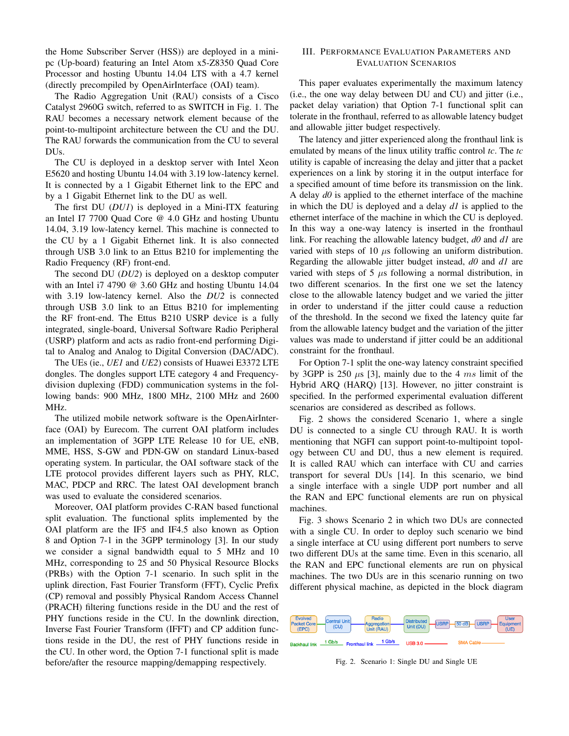the Home Subscriber Server (HSS)) are deployed in a mini-pc (Up-board) featuring an Intel Atom x5-Z8350 Quad Core Processor and hosting Ubuntu 14.04 LTS with a 4.7 kernel (directly precompiled by OpenAirInterface (OAI) team).

The Radio Aggregation Unit (RAU) consists of a Cisco Catalyst 2960G switch, referred to as SWITCH in Fig. 1. The RAU becomes a necessary network element because of the point-to-multipoint architecture between the CU and the DU. The RAU forwards the communication from the CU to several DUs.

The CU is deployed in a desktop server with Intel Xeon E5620 and hosting Ubuntu 14.04 with 3.19 low-latency kernel. It is connected by a 1 Gigabit Ethernet link to the EPC and by a 1 Gigabit Ethernet link to the DU as well.

The first DU (*DU1*) is deployed in a Mini-ITX featuring an Intel I7 7700 Quad Core @ 4.0 GHz and hosting Ubuntu 14.04, 3.19 low-latency kernel. This machine is connected to the CU by a 1 Gigabit Ethernet link. It is also connected through USB 3.0 link to an Ettus B210 for implementing the Radio Frequency (RF) front-end.

The second DU (*DU2*) is deployed on a desktop computer with an Intel i7 4790 @ 3.60 GHz and hosting Ubuntu 14.04 with 3.19 low-latency kernel. Also the *DU2* is connected through USB 3.0 link to an Ettus B210 for implementing the RF front-end. The Ettus B210 USRP device is a fully integrated, single-board, Universal Software Radio Peripheral (USRP) platform and acts as radio front-end performing Digital to Analog and Analog to Digital Conversion (DAC/ADC).

The UEs (ie., *UE1* and *UE2*) consists of Huawei E3372 LTE dongles. The dongles support LTE category 4 and Frequency-division duplexing (FDD) communication systems in the following bands: 900 MHz, 1800 MHz, 2100 MHz and 2600 MHz.

The utilized mobile network software is the OpenAirInterface (OAI) by Eurecom. The current OAI platform includes an implementation of 3GPP LTE Release 10 for UE, eNB, MME, HSS, S-GW and PDN-GW on standard Linux-based operating system. In particular, the OAI software stack of the LTE protocol provides different layers such as PHY, RLC, MAC, PDCP and RRC. The latest OAI development branch was used to evaluate the considered scenarios.

Moreover, OAI platform provides C-RAN based functional split evaluation. The functional splits implemented by the OAI platform are the IF5 and IF4.5 also known as Option 8 and Option 7-1 in the 3GPP terminology [3]. In our study we consider a signal bandwidth equal to 5 MHz and 10 MHz, corresponding to 25 and 50 Physical Resource Blocks (PRBs) with the Option 7-1 scenario. In such split in the uplink direction, Fast Fourier Transform (FFT), Cyclic Prefix (CP) removal and possibly Physical Random Access Channel (PRACH) filtering functions reside in the DU and the rest of PHY functions reside in the CU. In the downlink direction, Inverse Fast Fourier Transform (IFFT) and CP addition functions reside in the DU, the rest of PHY functions reside in the CU. In other word, the Option 7-1 functional split is made before/after the resource mapping/demapping respectively.

## III. Performance Evaluation Parameters and Evaluation Scenarios

This paper evaluates experimentally the maximum latency (i.e., the one way delay between DU and CU) and jitter (i.e., packet delay variation) that Option 7-1 functional split can tolerate in the fronthaul, referred to as allowable latency budget and allowable jitter budget respectively.

The latency and jitter experienced along the fronthaul link is emulated by means of the linux utility traffic control *tc*. The *tc* utility is capable of increasing the delay and jitter that a packet experiences on a link by storing it in the output interface for a specified amount of time before its transmission on the link. A delay *d0* is applied to the ethernet interface of the machine in which the DU is deployed and a delay *d1* is applied to the ethernet interface of the machine in which the CU is deployed. In this way a one-way latency is inserted in the fronthaul link. For reaching the allowable latency budget, *d0* and *d1* are varied with steps of 10 $\mu$s following an uniform distribution. Regarding the allowable jitter budget instead, *d0* and *d1* are varied with steps of 5 $\mu$s following a normal distribution, in two different scenarios. In the first one we set the latency close to the allowable latency budget and we varied the jitter in order to understand if the jitter could cause a reduction of the threshold. In the second we fixed the latency quite far from the allowable latency budget and the variation of the jitter values was made to understand if jitter could be an additional constraint for the fronthaul.

For Option 7-1 split the one-way latency constraint specified by 3GPP is 250 $\mu$s [3], mainly due to the 4 $ms$ limit of the Hybrid ARQ (HARQ) [13]. However, no jitter constraint is specified. In the performed experimental evaluation different scenarios are considered as described as follows.

Fig. 2 shows the considered Scenario 1, where a single DU is connected to a single CU through RAU. It is worth mentioning that NGFI can support point-to-multipoint topology between CU and DU, thus a new element is required. It is called RAU which can interface with CU and carries transport for several DUs [14]. In this scenario, we bind a single interface with a single UDP port number and all the RAN and EPC functional elements are run on physical machines.

Fig. 3 shows Scenario 2 in which two DUs are connected with a single CU. In order to deploy such scenario we bind a single interface at CU using different port numbers to serve two different DUs at the same time. Even in this scenario, all the RAN and EPC functional elements are run on physical machines. The two DUs are in this scenario running on two different physical machine, as depicted in the block diagram

Evolved Packet Core (EPC) — Central Unit (CU) — Radio Aggregation Unit (RAU) — Distributed Unit (DU) — USRP — 50 dB — USRP — User Equipment (UE)

Backhaul link 1 Gb/s; Fronthaul link 1 Gb/s; USB 3.0; SMA Cable

Fig. 2. Scenario 1: Single DU and Single UE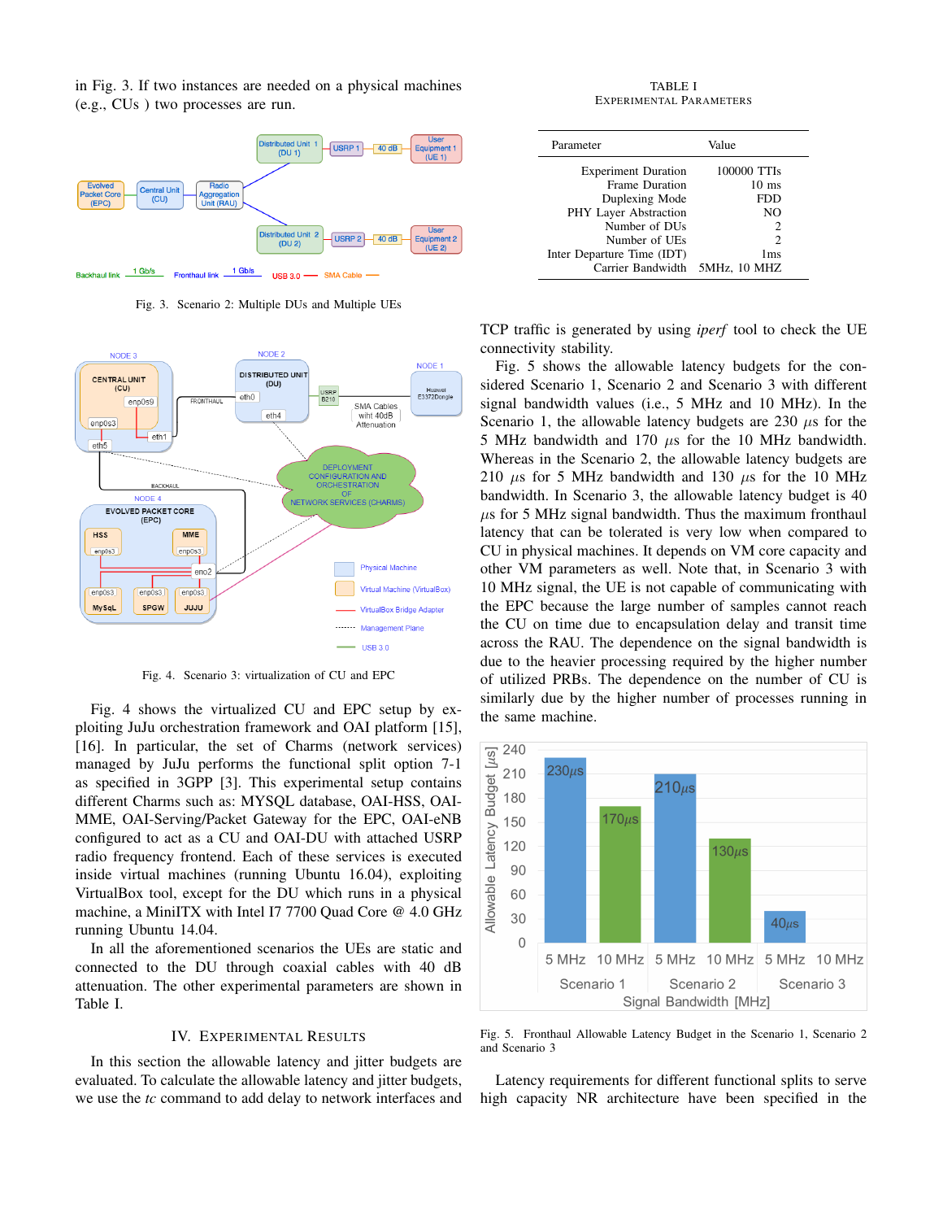in Fig. 3. If two instances are needed on a physical machines (e.g., CUs ) two processes are run.

Fig. 3. Scenario 2: Multiple DUs and Multiple UEs

Fig. 4. Scenario 3: virtualization of CU and EPC

Fig. 4 shows the virtualized CU and EPC setup by exploiting JuJu orchestration framework and OAI platform [15], [16]. In particular, the set of Charms (network services) managed by JuJu performs the functional split option 7-1 as specified in 3GPP [3]. This experimental setup contains different Charms such as: MYSQL database, OAI-HSS, OAI-MME, OAI-Serving/Packet Gateway for the EPC, OAI-eNB configured to act as a CU and OAI-DU with attached USRP radio frequency frontend. Each of these services is executed inside virtual machines (running Ubuntu 16.04), exploiting VirtualBox tool, except for the DU which runs in a physical machine, a MiniITX with Intel I7 7700 Quad Core @ 4.0 GHz running Ubuntu 14.04.

In all the aforementioned scenarios the UEs are static and connected to the DU through coaxial cables with 40 dB attenuation. The other experimental parameters are shown in Table I.

TABLE I
EXPERIMENTAL PARAMETERS

| Parameter | Value |
|---|---|
| Experiment Duration | 100000 TTIs |
| Frame Duration | 10 ms |
| Duplexing Mode | FDD |
| PHY Layer Abstraction | NO |
| Number of DUs | 2 |
| Number of UEs | 2 |
| Inter Departure Time (IDT) | 1ms |
| Carrier Bandwidth | 5MHz, 10 MHZ |

## IV. EXPERIMENTAL RESULTS

In this section the allowable latency and jitter budgets are evaluated. To calculate the allowable latency and jitter budgets, we use the *tc* command to add delay to network interfaces and TCP traffic is generated by using *iperf* tool to check the UE connectivity stability.

Fig. 5 shows the allowable latency budgets for the considered Scenario 1, Scenario 2 and Scenario 3 with different signal bandwidth values (i.e., 5 MHz and 10 MHz). In the Scenario 1, the allowable latency budgets are 230 $\mu$s for the 5 MHz bandwidth and 170 $\mu$s for the 10 MHz bandwidth. Whereas in the Scenario 2, the allowable latency budgets are 210 $\mu$s for 5 MHz bandwidth and 130 $\mu$s for the 10 MHz bandwidth. In Scenario 3, the allowable latency budget is 40 $\mu$s for 5 MHz signal bandwidth. Thus the maximum fronthaul latency that can be tolerated is very low when compared to CU in physical machines. It depends on VM core capacity and other VM parameters as well. Note that, in Scenario 3 with 10 MHz signal, the UE is not capable of communicating with the EPC because the large number of samples cannot reach the CU on time due to encapsulation delay and transit time across the RAU. The dependence on the signal bandwidth is due to the heavier processing required by the higher number of utilized PRBs. The dependence on the number of CU is similarly due by the higher number of processes running in the same machine.

Fig. 5. Fronthaul Allowable Latency Budget in the Scenario 1, Scenario 2 and Scenario 3

Latency requirements for different functional splits to serve high capacity NR architecture have been specified in the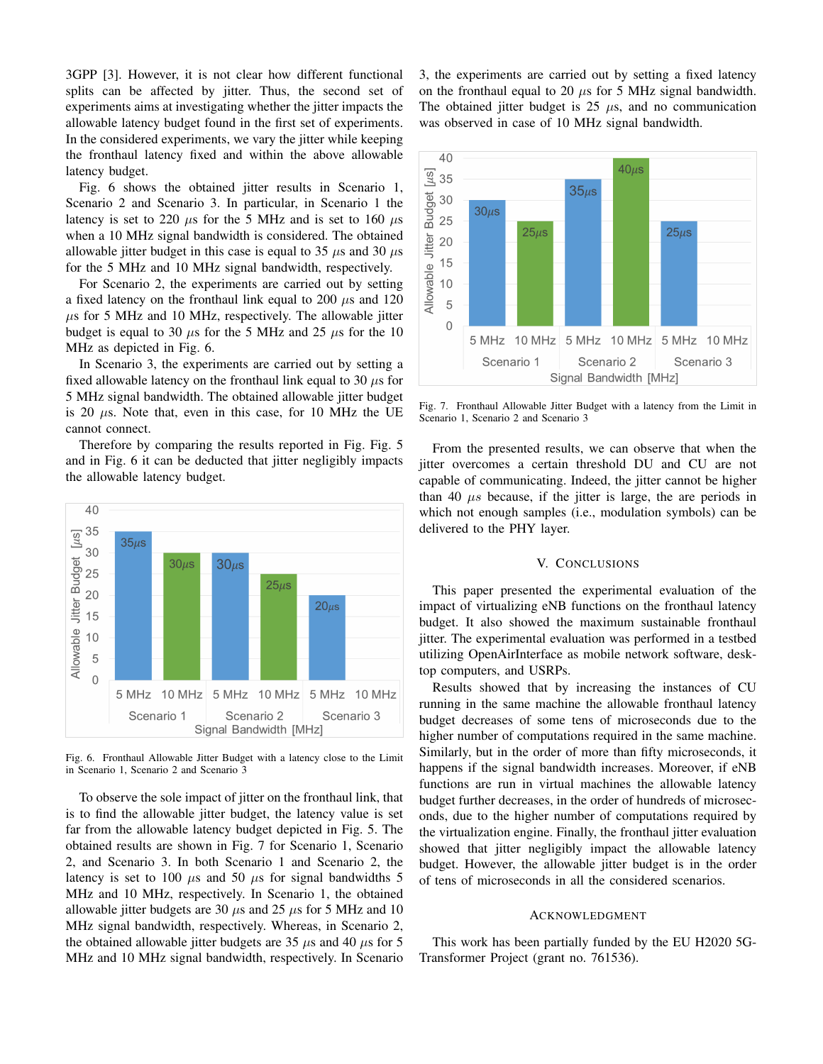3GPP [3]. However, it is not clear how different functional splits can be affected by jitter. Thus, the second set of experiments aims at investigating whether the jitter impacts the allowable latency budget found in the first set of experiments. In the considered experiments, we vary the jitter while keeping the fronthaul latency fixed and within the above allowable latency budget.

Fig. 6 shows the obtained jitter results in Scenario 1, Scenario 2 and Scenario 3. In particular, in Scenario 1 the latency is set to 220 $\mu s$ for the 5 MHz and is set to 160 $\mu s$ when a 10 MHz signal bandwidth is considered. The obtained allowable jitter budget in this case is equal to 35 $\mu s$ and 30 $\mu s$ for the 5 MHz and 10 MHz signal bandwidth, respectively.

For Scenario 2, the experiments are carried out by setting a fixed latency on the fronthaul link equal to 200 $\mu s$ and 120 $\mu s$ for 5 MHz and 10 MHz, respectively. The allowable jitter budget is equal to 30 $\mu s$ for the 5 MHz and 25 $\mu s$ for the 10 MHz as depicted in Fig. 6.

In Scenario 3, the experiments are carried out by setting a fixed allowable latency on the fronthaul link equal to 30 $\mu s$ for 5 MHz signal bandwidth. The obtained allowable jitter budget is 20 $\mu s$. Note that, even in this case, for 10 MHz the UE cannot connect.

Therefore by comparing the results reported in Fig. Fig. 5 and in Fig. 6 it can be deducted that jitter negligibly impacts the allowable latency budget.

Fig. 6. Fronthaul Allowable Jitter Budget with a latency close to the Limit in Scenario 1, Scenario 2 and Scenario 3

To observe the sole impact of jitter on the fronthaul link, that is to find the allowable jitter budget, the latency value is set far from the allowable latency budget depicted in Fig. 5. The obtained results are shown in Fig. 7 for Scenario 1, Scenario 2, and Scenario 3. In both Scenario 1 and Scenario 2, the latency is set to 100 $\mu s$ and 50 $\mu s$ for signal bandwidths 5 MHz and 10 MHz, respectively. In Scenario 1, the obtained allowable jitter budgets are 30 $\mu s$ and 25 $\mu s$ for 5 MHz and 10 MHz signal bandwidth, respectively. Whereas, in Scenario 2, the obtained allowable jitter budgets are 35 $\mu s$ and 40 $\mu s$ for 5 MHz and 10 MHz signal bandwidth, respectively. In Scenario 3, the experiments are carried out by setting a fixed latency on the fronthaul equal to 20 $\mu s$ for 5 MHz signal bandwidth. The obtained jitter budget is 25 $\mu s$, and no communication was observed in case of 10 MHz signal bandwidth.

Fig. 7. Fronthaul Allowable Jitter Budget with a latency from the Limit in Scenario 1, Scenario 2 and Scenario 3

From the presented results, we can observe that when the jitter overcomes a certain threshold DU and CU are not capable of communicating. Indeed, the jitter cannot be higher than 40 $\mu s$ because, if the jitter is large, the are periods in which not enough samples (i.e., modulation symbols) can be delivered to the PHY layer.

## V. Conclusions

This paper presented the experimental evaluation of the impact of virtualizing eNB functions on the fronthaul latency budget. It also showed the maximum sustainable fronthaul jitter. The experimental evaluation was performed in a testbed utilizing OpenAirInterface as mobile network software, desktop computers, and USRPs.

Results showed that by increasing the instances of CU running in the same machine the allowable fronthaul latency budget decreases of some tens of microseconds due to the higher number of computations required in the same machine. Similarly, but in the order of more than fifty microseconds, it happens if the signal bandwidth increases. Moreover, if eNB functions are run in virtual machines the allowable latency budget further decreases, in the order of hundreds of microseconds, due to the higher number of computations required by the virtualization engine. Finally, the fronthaul jitter evaluation showed that jitter negligibly impact the allowable latency budget. However, the allowable jitter budget is in the order of tens of microseconds in all the considered scenarios.

## Acknowledgment

This work has been partially funded by the EU H2020 5G-Transformer Project (grant no. 761536).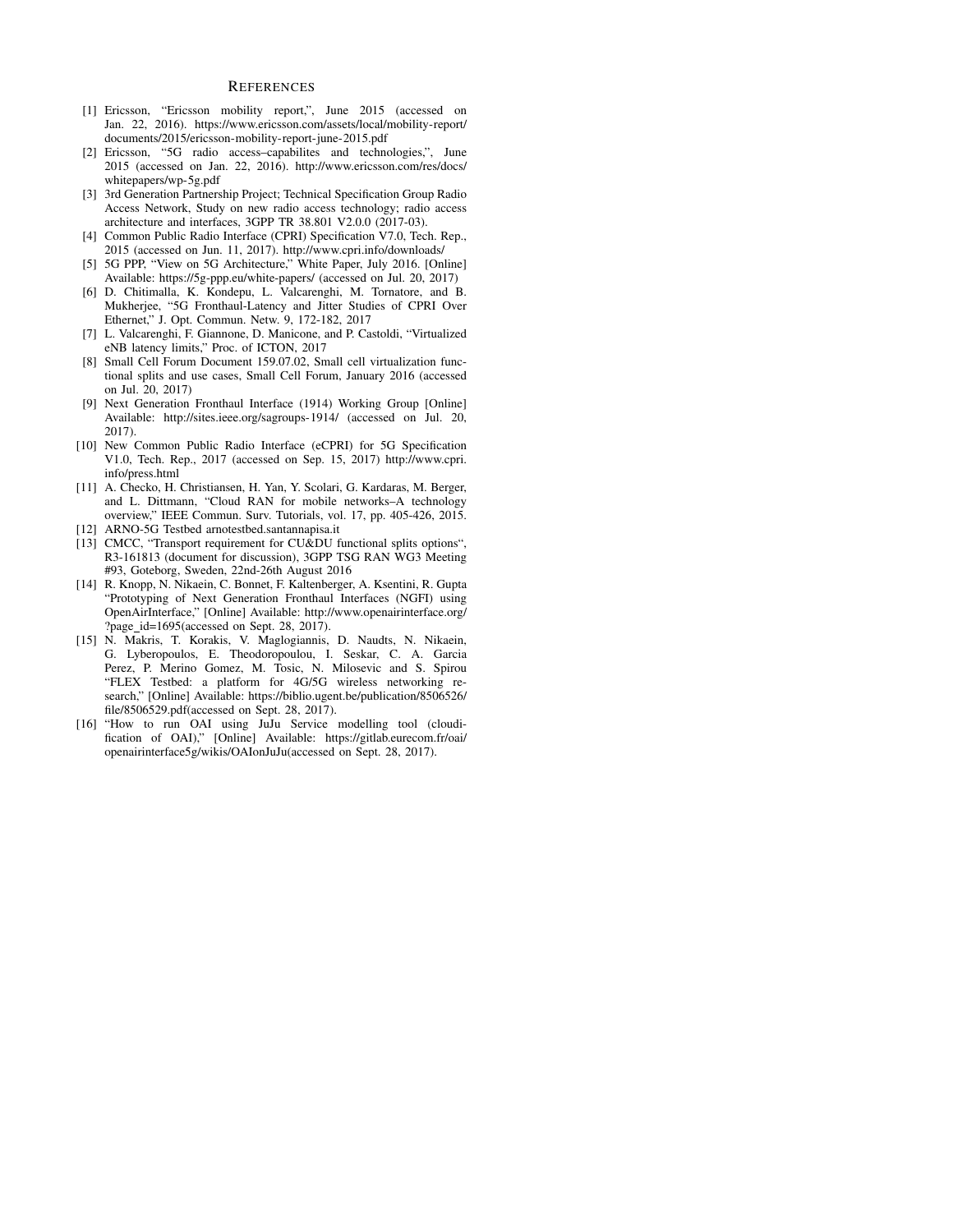## REFERENCES

[1] Ericsson, "Ericsson mobility report,", June 2015 (accessed on Jan. 22, 2016). https://www.ericsson.com/assets/local/mobility-report/documents/2015/ericsson-mobility-report-june-2015.pdf

[2] Ericsson, "5G radio access–capabilites and technologies,", June 2015 (accessed on Jan. 22, 2016). http://www.ericsson.com/res/docs/whitepapers/wp-5g.pdf

[3] 3rd Generation Partnership Project; Technical Specification Group Radio Access Network, Study on new radio access technology; radio access architecture and interfaces, 3GPP TR 38.801 V2.0.0 (2017-03).

[4] Common Public Radio Interface (CPRI) Specification V7.0, Tech. Rep., 2015 (accessed on Jun. 11, 2017). http://www.cpri.info/downloads/

[5] 5G PPP, "View on 5G Architecture," White Paper, July 2016. [Online] Available: https://5g-ppp.eu/white-papers/ (accessed on Jul. 20, 2017)

[6] D. Chitimalla, K. Kondepu, L. Valcarenghi, M. Tornatore, and B. Mukherjee, "5G Fronthaul-Latency and Jitter Studies of CPRI Over Ethernet," J. Opt. Commun. Netw. 9, 172-182, 2017

[7] L. Valcarenghi, F. Giannone, D. Manicone, and P. Castoldi, "Virtualized eNB latency limits," Proc. of ICTON, 2017

[8] Small Cell Forum Document 159.07.02, Small cell virtualization functional splits and use cases, Small Cell Forum, January 2016 (accessed on Jul. 20, 2017)

[9] Next Generation Fronthaul Interface (1914) Working Group [Online] Available: http://sites.ieee.org/sagroups-1914/ (accessed on Jul. 20, 2017).

[10] New Common Public Radio Interface (eCPRI) for 5G Specification V1.0, Tech. Rep., 2017 (accessed on Sep. 15, 2017) http://www.cpri.info/press.html

[11] A. Checko, H. Christiansen, H. Yan, Y. Scolari, G. Kardaras, M. Berger, and L. Dittmann, "Cloud RAN for mobile networks–A technology overview," IEEE Commun. Surv. Tutorials, vol. 17, pp. 405-426, 2015.

[12] ARNO-5G Testbed arnotestbed.santannapisa.it

[13] CMCC, "Transport requirement for CU&DU functional splits options", R3-161813 (document for discussion), 3GPP TSG RAN WG3 Meeting #93, Goteborg, Sweden, 22nd-26th August 2016

[14] R. Knopp, N. Nikaein, C. Bonnet, F. Kaltenberger, A. Ksentini, R. Gupta "Prototyping of Next Generation Fronthaul Interfaces (NGFI) using OpenAirInterface," [Online] Available: http://www.openairinterface.org/?page_id=1695(accessed on Sept. 28, 2017).

[15] N. Makris, T. Korakis, V. Maglogiannis, D. Naudts, N. Nikaein, G. Lyberopoulos, E. Theodoropoulou, I. Seskar, C. A. Garcia Perez, P. Merino Gomez, M. Tosic, N. Milosevic and S. Spirou "FLEX Testbed: a platform for 4G/5G wireless networking research," [Online] Available: https://biblio.ugent.be/publication/8506526/file/8506529.pdf(accessed on Sept. 28, 2017).

[16] "How to run OAI using JuJu Service modelling tool (cloudification of OAI)," [Online] Available: https://gitlab.eurecom.fr/oai/openairinterface5g/wikis/OAIonJuJu(accessed on Sept. 28, 2017).